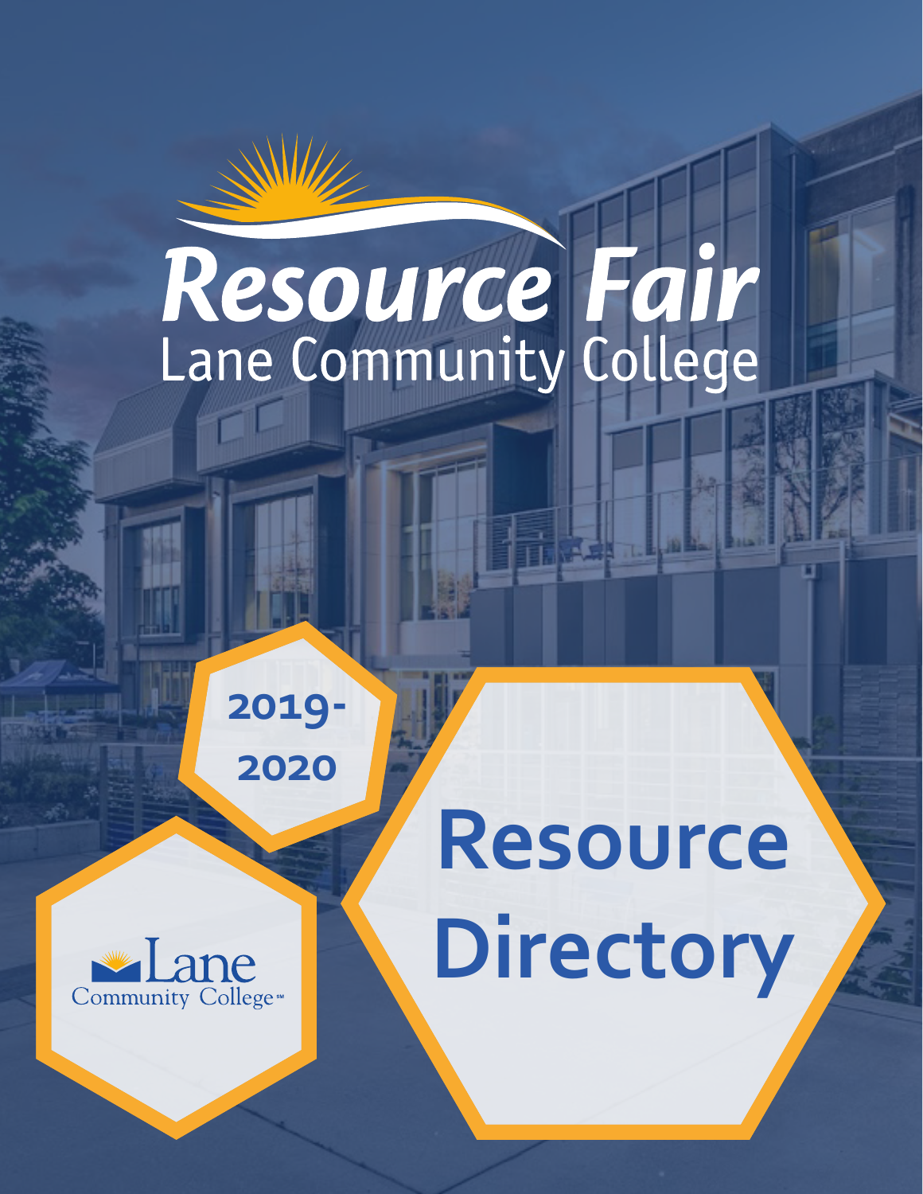# Resource Fair

## Lane Community College

2019-2020

Lane Community College

# Resource Directory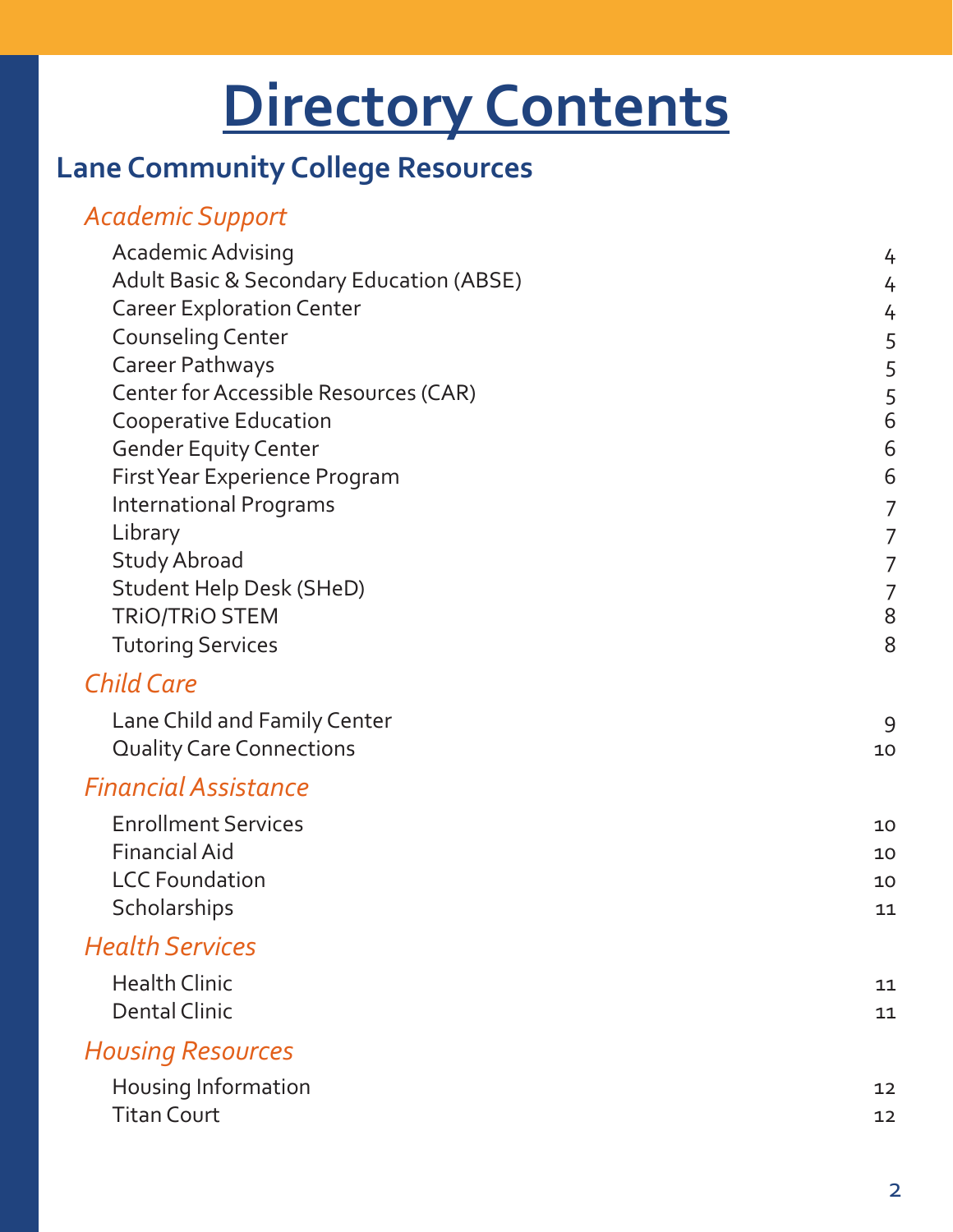# Directory Contents

## Lane Community College Resources

### *Academic Support*

| | |
|---|---|
| Academic Advising | 4 |
| Adult Basic & Secondary Education (ABSE) | 4 |
| Career Exploration Center | 4 |
| Counseling Center | 5 |
| Career Pathways | 5 |
| Center for Accessible Resources (CAR) | 5 |
| Cooperative Education | 6 |
| Gender Equity Center | 6 |
| First Year Experience Program | 6 |
| International Programs | 7 |
| Library | 7 |
| Study Abroad | 7 |
| Student Help Desk (SHeD) | 7 |
| TRiO/TRiO STEM | 8 |
| Tutoring Services | 8 |

### *Child Care*

| | |
|---|---|
| Lane Child and Family Center | 9 |
| Quality Care Connections | 10 |

### *Financial Assistance*

| | |
|---|---|
| Enrollment Services | 10 |
| Financial Aid | 10 |
| LCC Foundation | 10 |
| Scholarships | 11 |

### *Health Services*

| | |
|---|---|
| Health Clinic | 11 |
| Dental Clinic | 11 |

### *Housing Resources*

| | |
|---|---|
| Housing Information | 12 |
| Titan Court | 12 |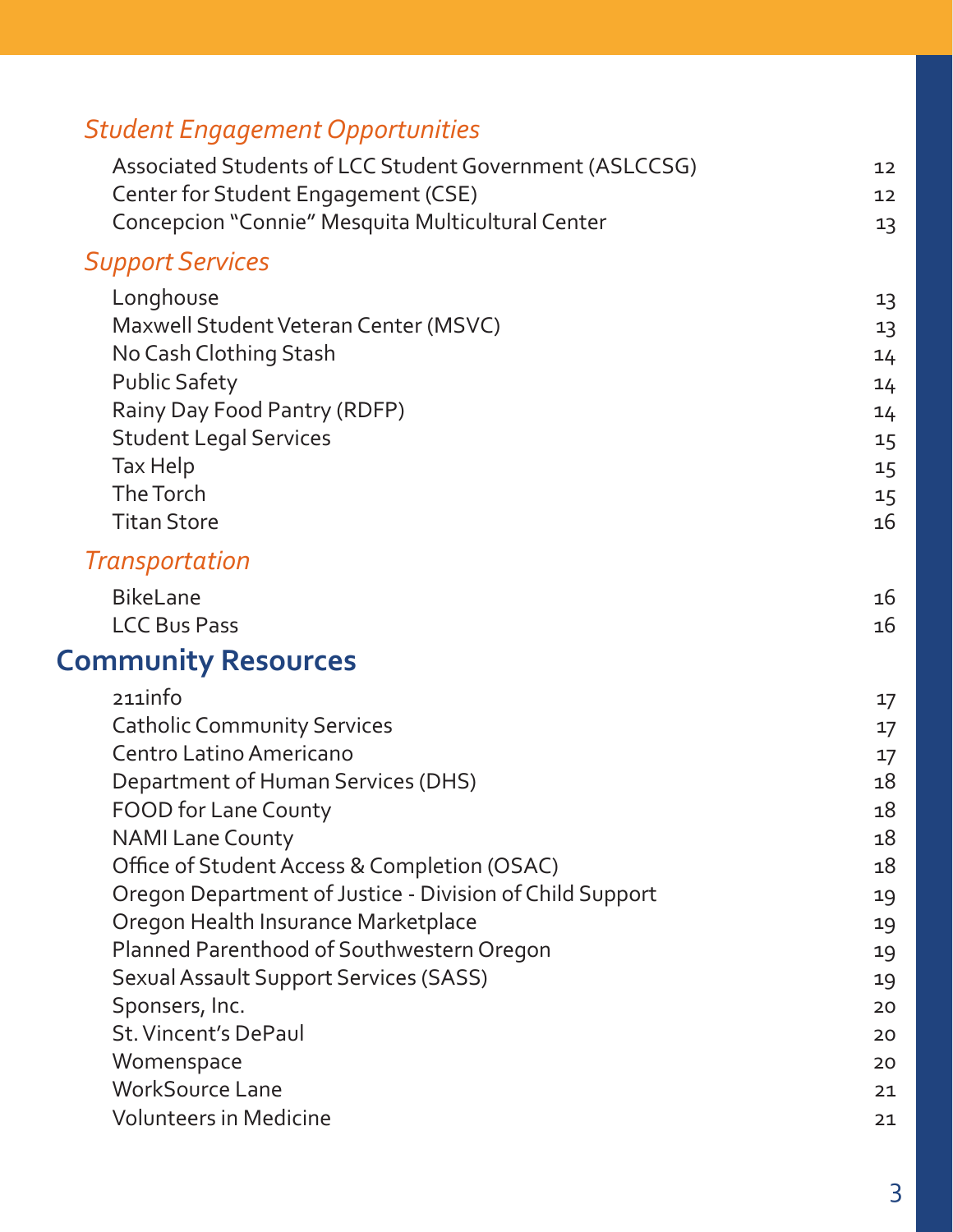### *Student Engagement Opportunities*

| | |
|---|---|
| Associated Students of LCC Student Government (ASLCCSG) | 12 |
| Center for Student Engagement (CSE) | 12 |
| Concepcion "Connie" Mesquita Multicultural Center | 13 |

### *Support Services*

| | |
|---|---|
| Longhouse | 13 |
| Maxwell Student Veteran Center (MSVC) | 13 |
| No Cash Clothing Stash | 14 |
| Public Safety | 14 |
| Rainy Day Food Pantry (RDFP) | 14 |
| Student Legal Services | 15 |
| Tax Help | 15 |
| The Torch | 15 |
| Titan Store | 16 |

### *Transportation*

| | |
|---|---|
| BikeLane | 16 |
| LCC Bus Pass | 16 |

## Community Resources

| | |
|---|---|
| 211info | 17 |
| Catholic Community Services | 17 |
| Centro Latino Americano | 17 |
| Department of Human Services (DHS) | 18 |
| FOOD for Lane County | 18 |
| NAMI Lane County | 18 |
| Office of Student Access & Completion (OSAC) | 18 |
| Oregon Department of Justice - Division of Child Support | 19 |
| Oregon Health Insurance Marketplace | 19 |
| Planned Parenthood of Southwestern Oregon | 19 |
| Sexual Assault Support Services (SASS) | 19 |
| Sponsers, Inc. | 20 |
| St. Vincent's DePaul | 20 |
| Womenspace | 20 |
| WorkSource Lane | 21 |
| Volunteers in Medicine | 21 |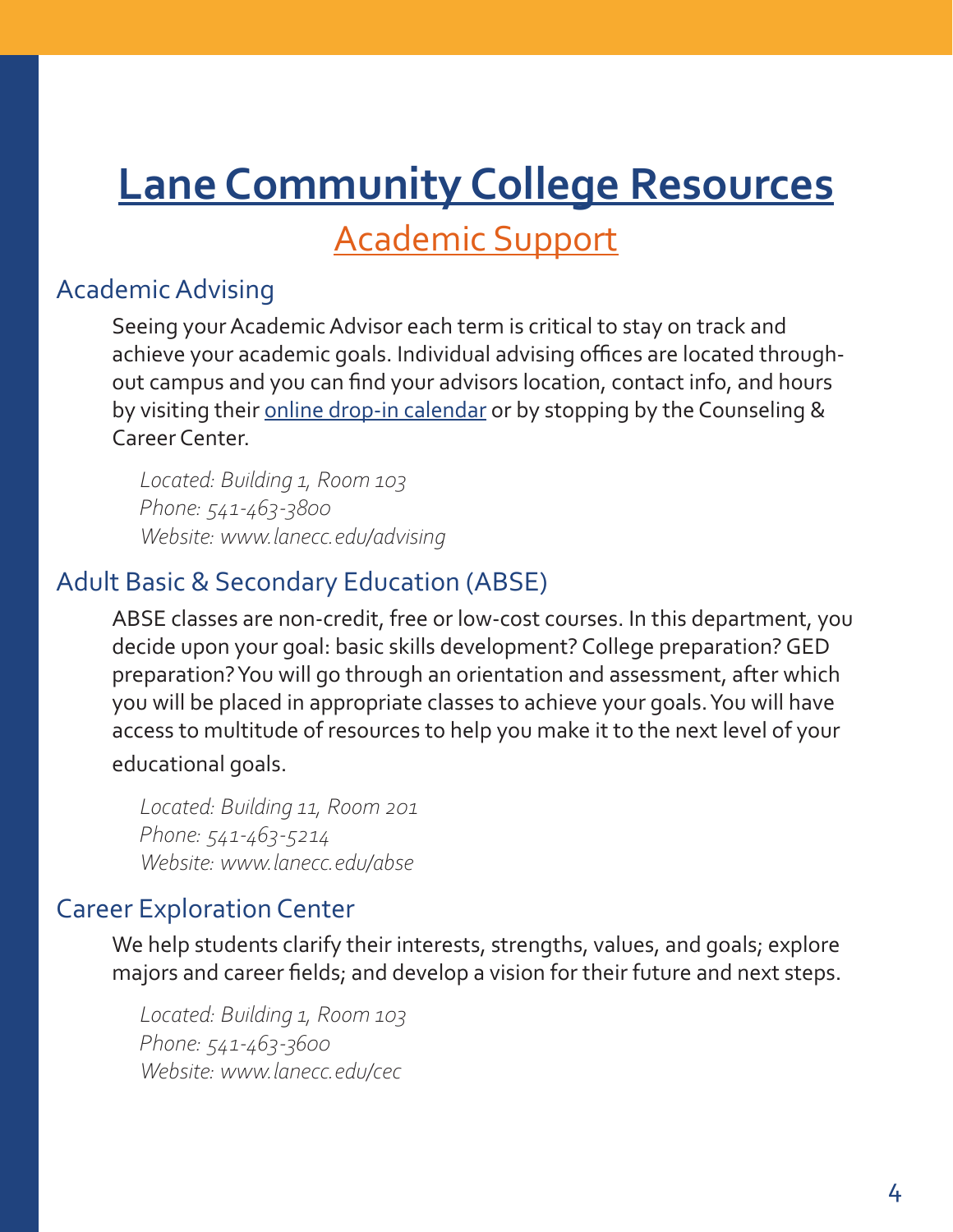# Lane Community College Resources

## Academic Support

### Academic Advising

Seeing your Academic Advisor each term is critical to stay on track and achieve your academic goals. Individual advising offices are located throughout campus and you can find your advisors location, contact info, and hours by visiting their online drop-in calendar or by stopping by the Counseling & Career Center.

*Located: Building 1, Room 103*
*Phone: 541-463-3800*
*Website: www.lanecc.edu/advising*

### Adult Basic & Secondary Education (ABSE)

ABSE classes are non-credit, free or low-cost courses. In this department, you decide upon your goal: basic skills development? College preparation? GED preparation? You will go through an orientation and assessment, after which you will be placed in appropriate classes to achieve your goals. You will have access to multitude of resources to help you make it to the next level of your educational goals.

*Located: Building 11, Room 201*
*Phone: 541-463-5214*
*Website: www.lanecc.edu/abse*

### Career Exploration Center

We help students clarify their interests, strengths, values, and goals; explore majors and career fields; and develop a vision for their future and next steps.

*Located: Building 1, Room 103*
*Phone: 541-463-3600*
*Website: www.lanecc.edu/cec*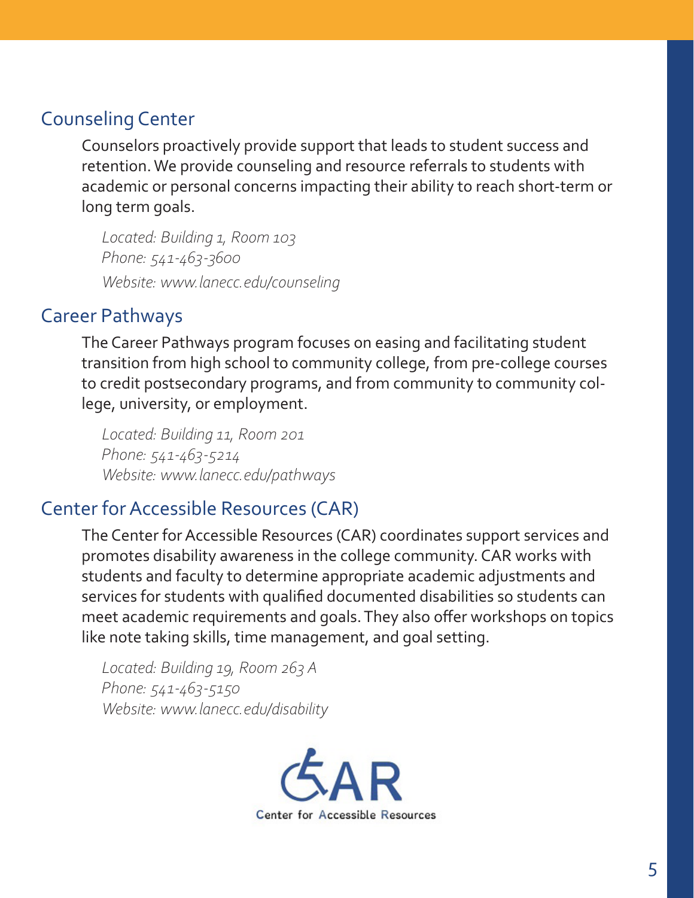## Counseling Center

Counselors proactively provide support that leads to student success and retention. We provide counseling and resource referrals to students with academic or personal concerns impacting their ability to reach short-term or long term goals.

*Located: Building 1, Room 103*
*Phone: 541-463-3600*
*Website: www.lanecc.edu/counseling*

## Career Pathways

The Career Pathways program focuses on easing and facilitating student transition from high school to community college, from pre-college courses to credit postsecondary programs, and from community to community college, university, or employment.

*Located: Building 11, Room 201*
*Phone: 541-463-5214*
*Website: www.lanecc.edu/pathways*

## Center for Accessible Resources (CAR)

The Center for Accessible Resources (CAR) coordinates support services and promotes disability awareness in the college community. CAR works with students and faculty to determine appropriate academic adjustments and services for students with qualified documented disabilities so students can meet academic requirements and goals. They also offer workshops on topics like note taking skills, time management, and goal setting.

*Located: Building 19, Room 263 A*
*Phone: 541-463-5150*
*Website: www.lanecc.edu/disability*

CAR
Center for Accessible Resources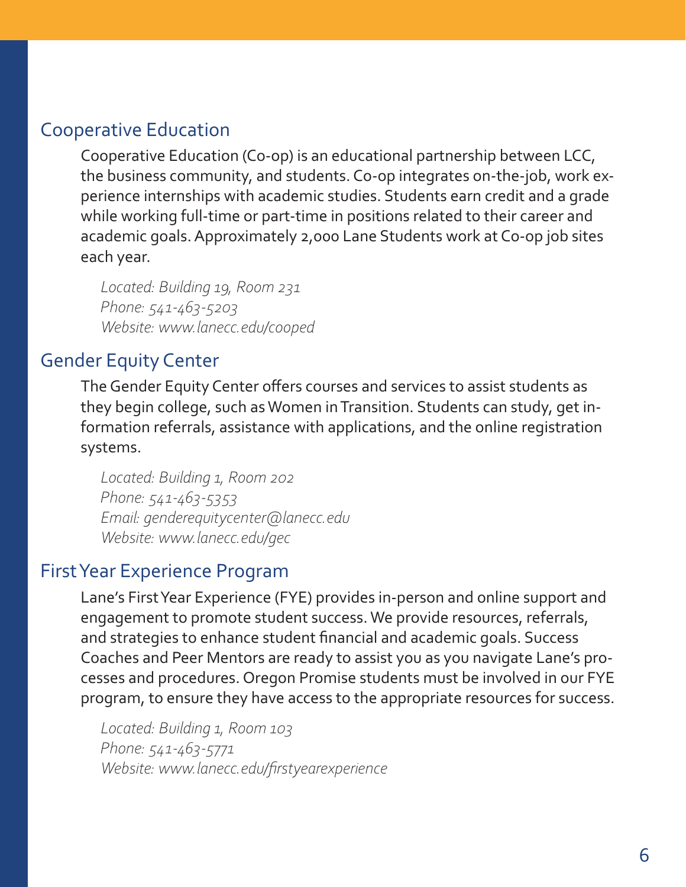## Cooperative Education

Cooperative Education (Co-op) is an educational partnership between LCC, the business community, and students. Co-op integrates on-the-job, work experience internships with academic studies. Students earn credit and a grade while working full-time or part-time in positions related to their career and academic goals. Approximately 2,000 Lane Students work at Co-op job sites each year.

*Located: Building 19, Room 231*
*Phone: 541-463-5203*
*Website: www.lanecc.edu/cooped*

## Gender Equity Center

The Gender Equity Center offers courses and services to assist students as they begin college, such as Women in Transition. Students can study, get information referrals, assistance with applications, and the online registration systems.

*Located: Building 1, Room 202*
*Phone: 541-463-5353*
*Email: genderequitycenter@lanecc.edu*
*Website: www.lanecc.edu/gec*

## First Year Experience Program

Lane's First Year Experience (FYE) provides in-person and online support and engagement to promote student success. We provide resources, referrals, and strategies to enhance student financial and academic goals. Success Coaches and Peer Mentors are ready to assist you as you navigate Lane's processes and procedures. Oregon Promise students must be involved in our FYE program, to ensure they have access to the appropriate resources for success.

*Located: Building 1, Room 103*
*Phone: 541-463-5771*
*Website: www.lanecc.edu/firstyearexperience*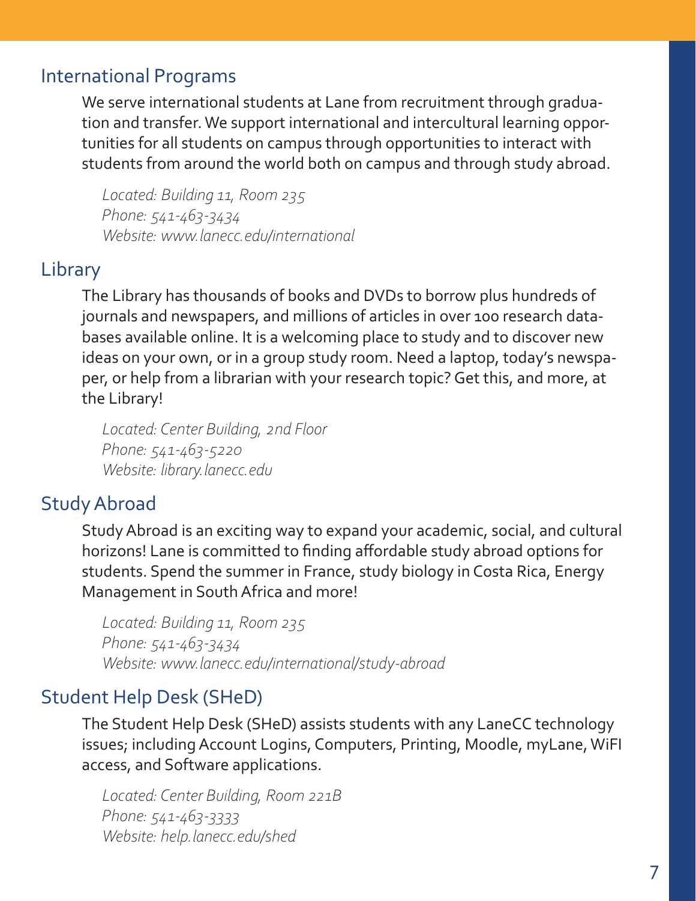## International Programs

We serve international students at Lane from recruitment through graduation and transfer. We support international and intercultural learning opportunities for all students on campus through opportunities to interact with students from around the world both on campus and through study abroad.

*Located: Building 11, Room 235*
*Phone: 541-463-3434*
*Website: www.lanecc.edu/international*

## Library

The Library has thousands of books and DVDs to borrow plus hundreds of journals and newspapers, and millions of articles in over 100 research databases available online. It is a welcoming place to study and to discover new ideas on your own, or in a group study room. Need a laptop, today's newspaper, or help from a librarian with your research topic? Get this, and more, at the Library!

*Located: Center Building, 2nd Floor*
*Phone: 541-463-5220*
*Website: library.lanecc.edu*

## Study Abroad

Study Abroad is an exciting way to expand your academic, social, and cultural horizons! Lane is committed to finding affordable study abroad options for students. Spend the summer in France, study biology in Costa Rica, Energy Management in South Africa and more!

*Located: Building 11, Room 235*
*Phone: 541-463-3434*
*Website: www.lanecc.edu/international/study-abroad*

## Student Help Desk (SHeD)

The Student Help Desk (SHeD) assists students with any LaneCC technology issues; including Account Logins, Computers, Printing, Moodle, myLane, WiFI access, and Software applications.

*Located: Center Building, Room 221B*
*Phone: 541-463-3333*
*Website: help.lanecc.edu/shed*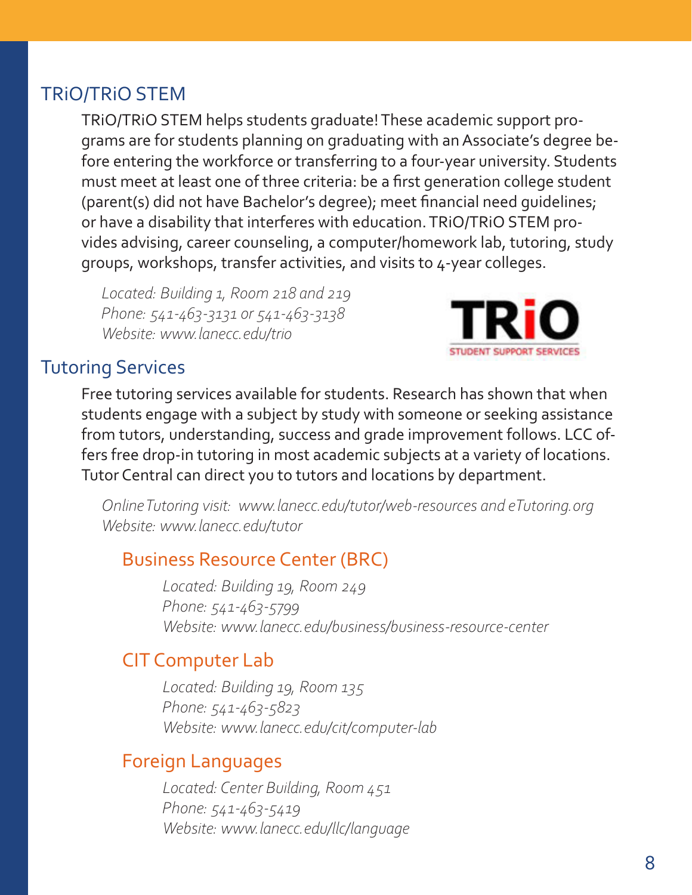## TRiO/TRiO STEM

TRiO/TRiO STEM helps students graduate! These academic support programs are for students planning on graduating with an Associate's degree before entering the workforce or transferring to a four-year university. Students must meet at least one of three criteria: be a first generation college student (parent(s) did not have Bachelor's degree); meet financial need guidelines; or have a disability that interferes with education. TRiO/TRiO STEM provides advising, career counseling, a computer/homework lab, tutoring, study groups, workshops, transfer activities, and visits to 4-year colleges.

*Located: Building 1, Room 218 and 219*
*Phone: 541-463-3131 or 541-463-3138*
*Website: www.lanecc.edu/trio*

## Tutoring Services

Free tutoring services available for students. Research has shown that when students engage with a subject by study with someone or seeking assistance from tutors, understanding, success and grade improvement follows. LCC offers free drop-in tutoring in most academic subjects at a variety of locations. Tutor Central can direct you to tutors and locations by department.

*Online Tutoring visit: www.lanecc.edu/tutor/web-resources and eTutoring.org*
*Website: www.lanecc.edu/tutor*

### Business Resource Center (BRC)

*Located: Building 19, Room 249*
*Phone: 541-463-5799*
*Website: www.lanecc.edu/business/business-resource-center*

### CIT Computer Lab

*Located: Building 19, Room 135*
*Phone: 541-463-5823*
*Website: www.lanecc.edu/cit/computer-lab*

### Foreign Languages

*Located: Center Building, Room 451*
*Phone: 541-463-5419*
*Website: www.lanecc.edu/llc/language*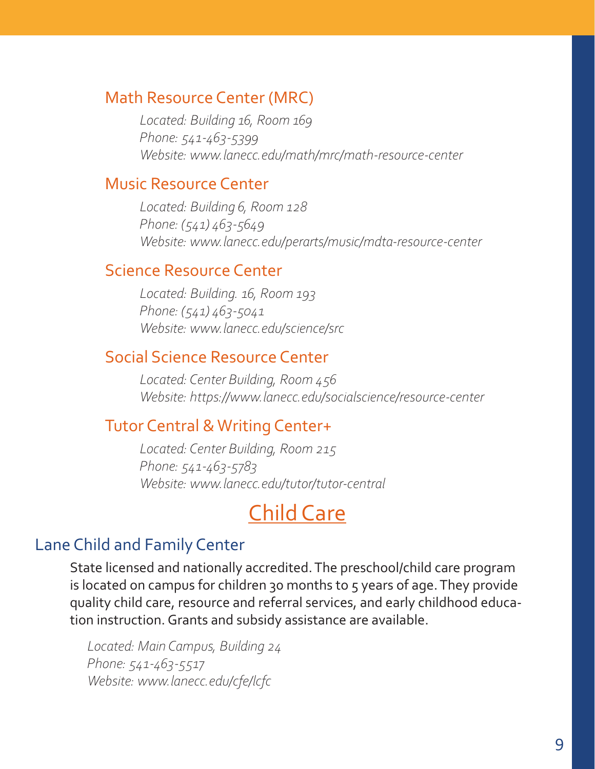### Math Resource Center (MRC)

*Located: Building 16, Room 169*
*Phone: 541-463-5399*
*Website: www.lanecc.edu/math/mrc/math-resource-center*

### Music Resource Center

*Located: Building 6, Room 128*
*Phone: (541) 463-5649*
*Website: www.lanecc.edu/perarts/music/mdta-resource-center*

### Science Resource Center

*Located: Building. 16, Room 193*
*Phone: (541) 463-5041*
*Website: www.lanecc.edu/science/src*

### Social Science Resource Center

*Located: Center Building, Room 456*
*Website: https://www.lanecc.edu/socialscience/resource-center*

### Tutor Central & Writing Center+

*Located: Center Building, Room 215*
*Phone: 541-463-5783*
*Website: www.lanecc.edu/tutor/tutor-central*

# Child Care

## Lane Child and Family Center

State licensed and nationally accredited. The preschool/child care program is located on campus for children 30 months to 5 years of age. They provide quality child care, resource and referral services, and early childhood education instruction. Grants and subsidy assistance are available.

*Located: Main Campus, Building 24*
*Phone: 541-463-5517*
*Website: www.lanecc.edu/cfe/lcfc*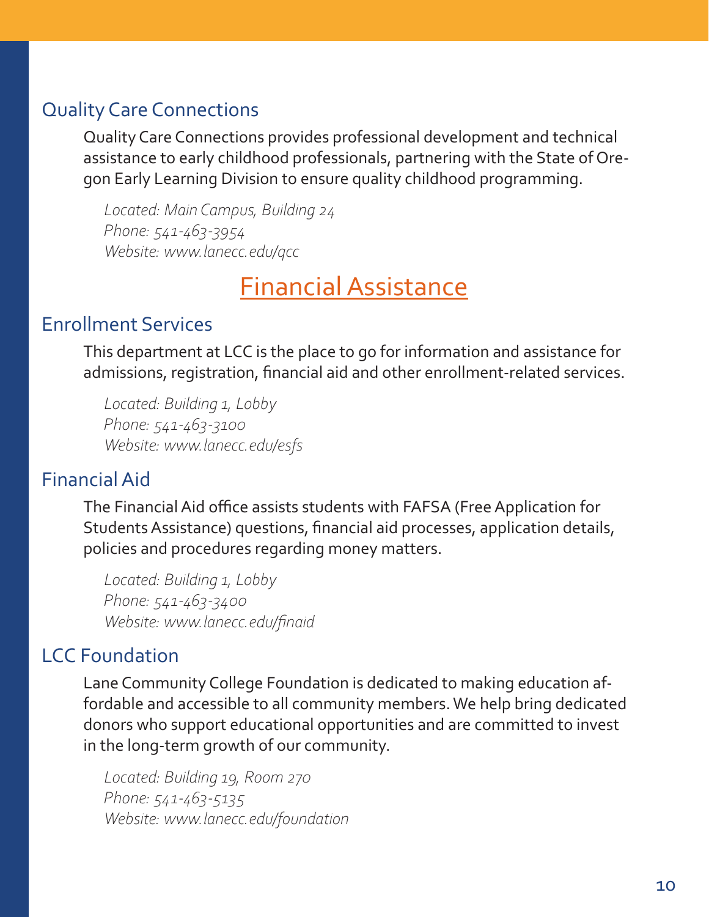### Quality Care Connections

Quality Care Connections provides professional development and technical assistance to early childhood professionals, partnering with the State of Oregon Early Learning Division to ensure quality childhood programming.

*Located: Main Campus, Building 24*
*Phone: 541-463-3954*
*Website: www.lanecc.edu/qcc*

## Financial Assistance

### Enrollment Services

This department at LCC is the place to go for information and assistance for admissions, registration, financial aid and other enrollment-related services.

*Located: Building 1, Lobby*
*Phone: 541-463-3100*
*Website: www.lanecc.edu/esfs*

### Financial Aid

The Financial Aid office assists students with FAFSA (Free Application for Students Assistance) questions, financial aid processes, application details, policies and procedures regarding money matters.

*Located: Building 1, Lobby*
*Phone: 541-463-3400*
*Website: www.lanecc.edu/finaid*

### LCC Foundation

Lane Community College Foundation is dedicated to making education affordable and accessible to all community members. We help bring dedicated donors who support educational opportunities and are committed to invest in the long-term growth of our community.

*Located: Building 19, Room 270*
*Phone: 541-463-5135*
*Website: www.lanecc.edu/foundation*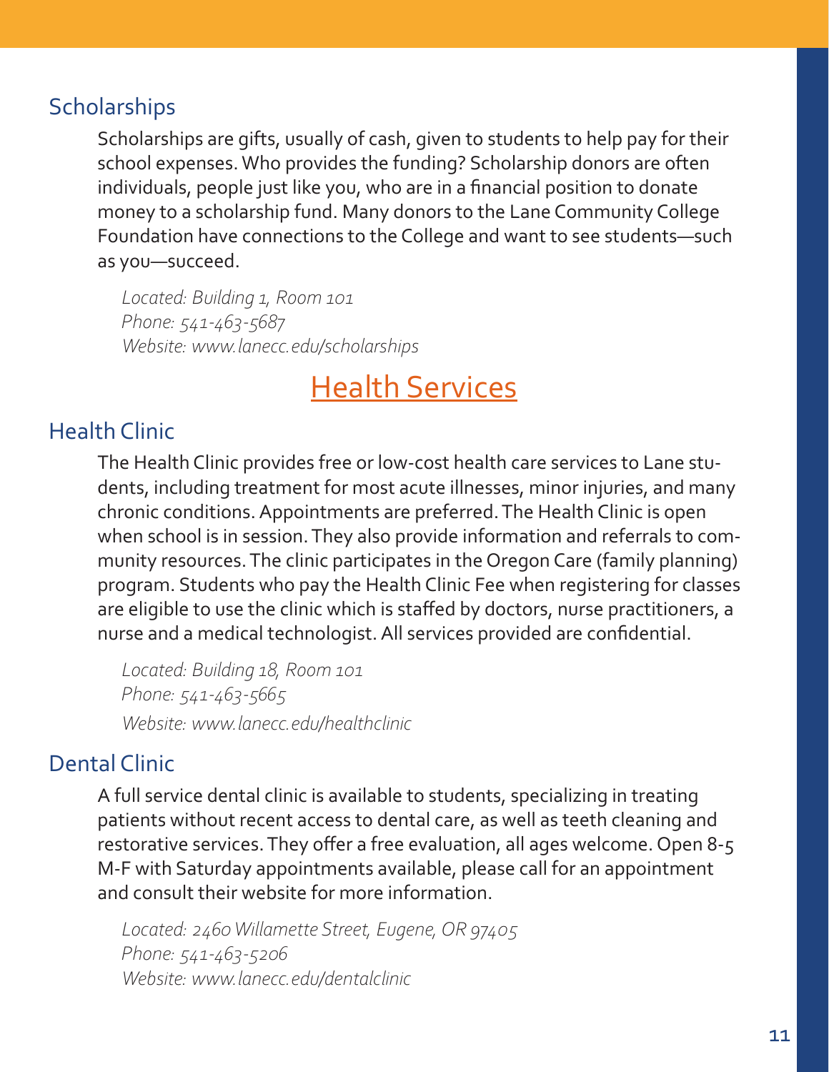### Scholarships

Scholarships are gifts, usually of cash, given to students to help pay for their school expenses. Who provides the funding? Scholarship donors are often individuals, people just like you, who are in a financial position to donate money to a scholarship fund. Many donors to the Lane Community College Foundation have connections to the College and want to see students—such as you—succeed.

*Located: Building 1, Room 101*
*Phone: 541-463-5687*
*Website: www.lanecc.edu/scholarships*

## Health Services

### Health Clinic

The Health Clinic provides free or low-cost health care services to Lane students, including treatment for most acute illnesses, minor injuries, and many chronic conditions. Appointments are preferred. The Health Clinic is open when school is in session. They also provide information and referrals to community resources. The clinic participates in the Oregon Care (family planning) program. Students who pay the Health Clinic Fee when registering for classes are eligible to use the clinic which is staffed by doctors, nurse practitioners, a nurse and a medical technologist. All services provided are confidential.

*Located: Building 18, Room 101*
*Phone: 541-463-5665*
*Website: www.lanecc.edu/healthclinic*

### Dental Clinic

A full service dental clinic is available to students, specializing in treating patients without recent access to dental care, as well as teeth cleaning and restorative services. They offer a free evaluation, all ages welcome. Open 8-5 M-F with Saturday appointments available, please call for an appointment and consult their website for more information.

*Located: 2460 Willamette Street, Eugene, OR 97405*
*Phone: 541-463-5206*
*Website: www.lanecc.edu/dentalclinic*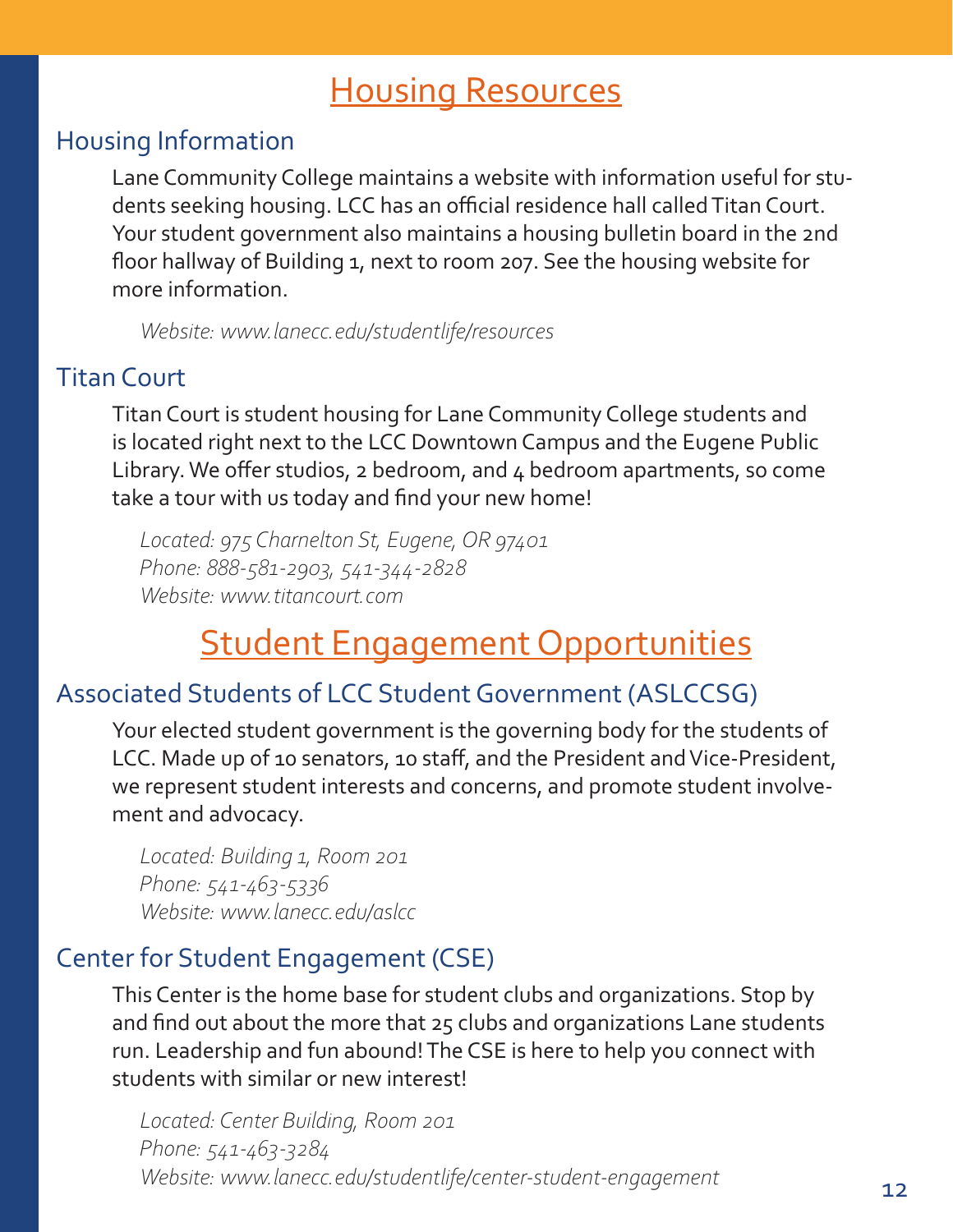# Housing Resources

## Housing Information

Lane Community College maintains a website with information useful for students seeking housing. LCC has an official residence hall called Titan Court. Your student government also maintains a housing bulletin board in the 2nd floor hallway of Building 1, next to room 207. See the housing website for more information.

*Website: www.lanecc.edu/studentlife/resources*

## Titan Court

Titan Court is student housing for Lane Community College students and is located right next to the LCC Downtown Campus and the Eugene Public Library. We offer studios, 2 bedroom, and 4 bedroom apartments, so come take a tour with us today and find your new home!

*Located: 975 Charnelton St, Eugene, OR 97401*
*Phone: 888-581-2903, 541-344-2828*
*Website: www.titancourt.com*

# Student Engagement Opportunities

## Associated Students of LCC Student Government (ASLCCSG)

Your elected student government is the governing body for the students of LCC. Made up of 10 senators, 10 staff, and the President and Vice-President, we represent student interests and concerns, and promote student involvement and advocacy.

*Located: Building 1, Room 201*
*Phone: 541-463-5336*
*Website: www.lanecc.edu/aslcc*

## Center for Student Engagement (CSE)

This Center is the home base for student clubs and organizations. Stop by and find out about the more that 25 clubs and organizations Lane students run. Leadership and fun abound! The CSE is here to help you connect with students with similar or new interest!

*Located: Center Building, Room 201*
*Phone: 541-463-3284*
*Website: www.lanecc.edu/studentlife/center-student-engagement*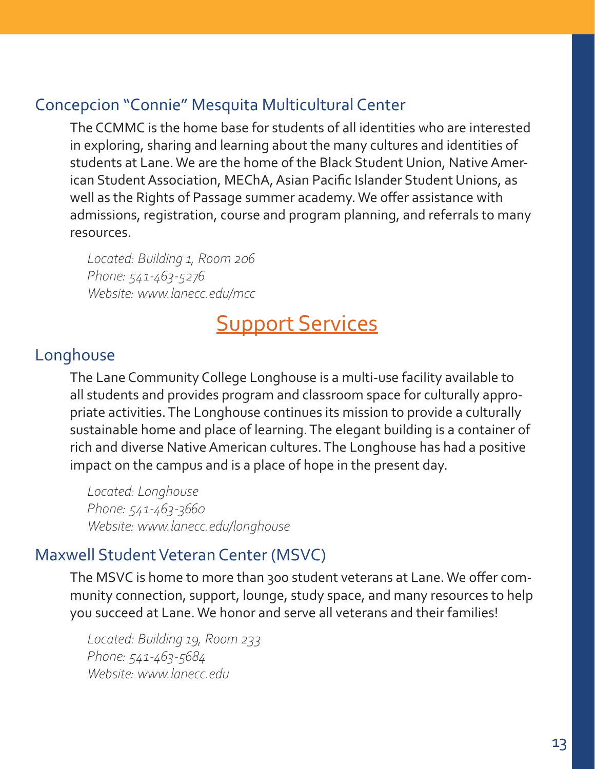### Concepcion “Connie” Mesquita Multicultural Center

The CCMMC is the home base for students of all identities who are interested in exploring, sharing and learning about the many cultures and identities of students at Lane. We are the home of the Black Student Union, Native American Student Association, MEChA, Asian Pacific Islander Student Unions, as well as the Rights of Passage summer academy. We offer assistance with admissions, registration, course and program planning, and referrals to many resources.

*Located: Building 1, Room 206*
*Phone: 541-463-5276*
*Website: www.lanecc.edu/mcc*

## Support Services

### Longhouse

The Lane Community College Longhouse is a multi-use facility available to all students and provides program and classroom space for culturally appropriate activities. The Longhouse continues its mission to provide a culturally sustainable home and place of learning. The elegant building is a container of rich and diverse Native American cultures. The Longhouse has had a positive impact on the campus and is a place of hope in the present day.

*Located: Longhouse*
*Phone: 541-463-3660*
*Website: www.lanecc.edu/longhouse*

### Maxwell Student Veteran Center (MSVC)

The MSVC is home to more than 300 student veterans at Lane. We offer community connection, support, lounge, study space, and many resources to help you succeed at Lane. We honor and serve all veterans and their families!

*Located: Building 19, Room 233*
*Phone: 541-463-5684*
*Website: www.lanecc.edu*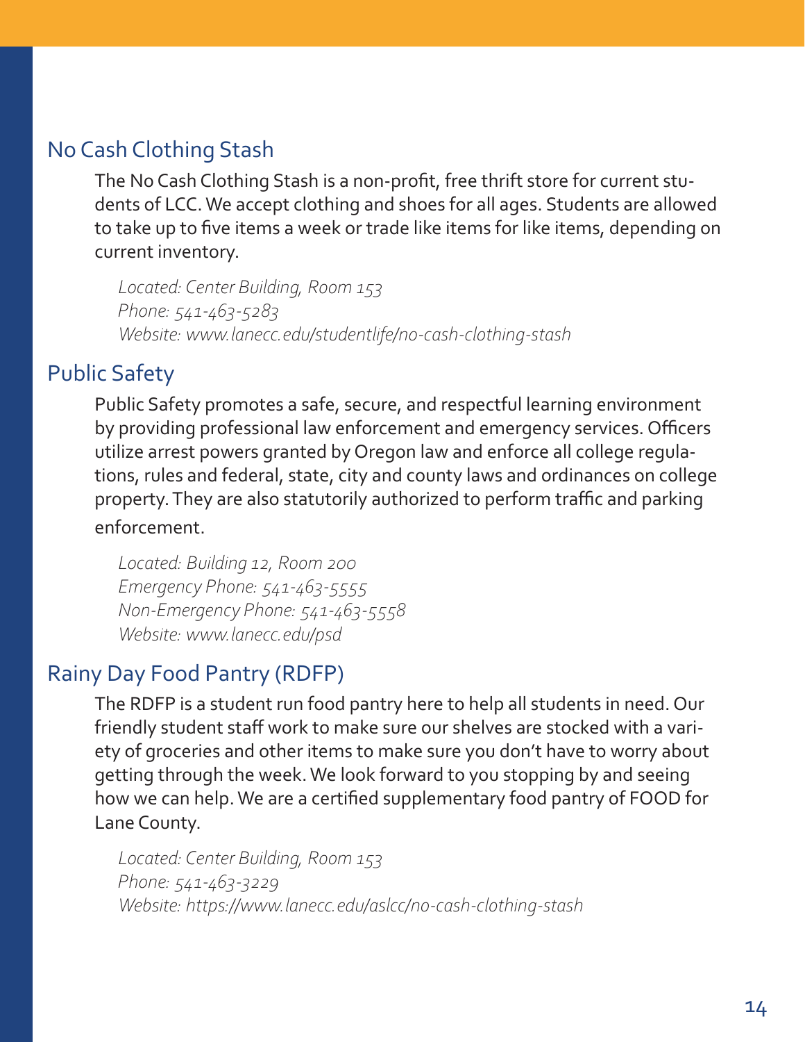## No Cash Clothing Stash

The No Cash Clothing Stash is a non-profit, free thrift store for current students of LCC. We accept clothing and shoes for all ages. Students are allowed to take up to five items a week or trade like items for like items, depending on current inventory.

*Located: Center Building, Room 153*
*Phone: 541-463-5283*
*Website: www.lanecc.edu/studentlife/no-cash-clothing-stash*

## Public Safety

Public Safety promotes a safe, secure, and respectful learning environment by providing professional law enforcement and emergency services. Officers utilize arrest powers granted by Oregon law and enforce all college regulations, rules and federal, state, city and county laws and ordinances on college property. They are also statutorily authorized to perform traffic and parking enforcement.

*Located: Building 12, Room 200*
*Emergency Phone: 541-463-5555*
*Non-Emergency Phone: 541-463-5558*
*Website: www.lanecc.edu/psd*

## Rainy Day Food Pantry (RDFP)

The RDFP is a student run food pantry here to help all students in need. Our friendly student staff work to make sure our shelves are stocked with a variety of groceries and other items to make sure you don't have to worry about getting through the week. We look forward to you stopping by and seeing how we can help. We are a certified supplementary food pantry of FOOD for Lane County.

*Located: Center Building, Room 153*
*Phone: 541-463-3229*
*Website: https://www.lanecc.edu/aslcc/no-cash-clothing-stash*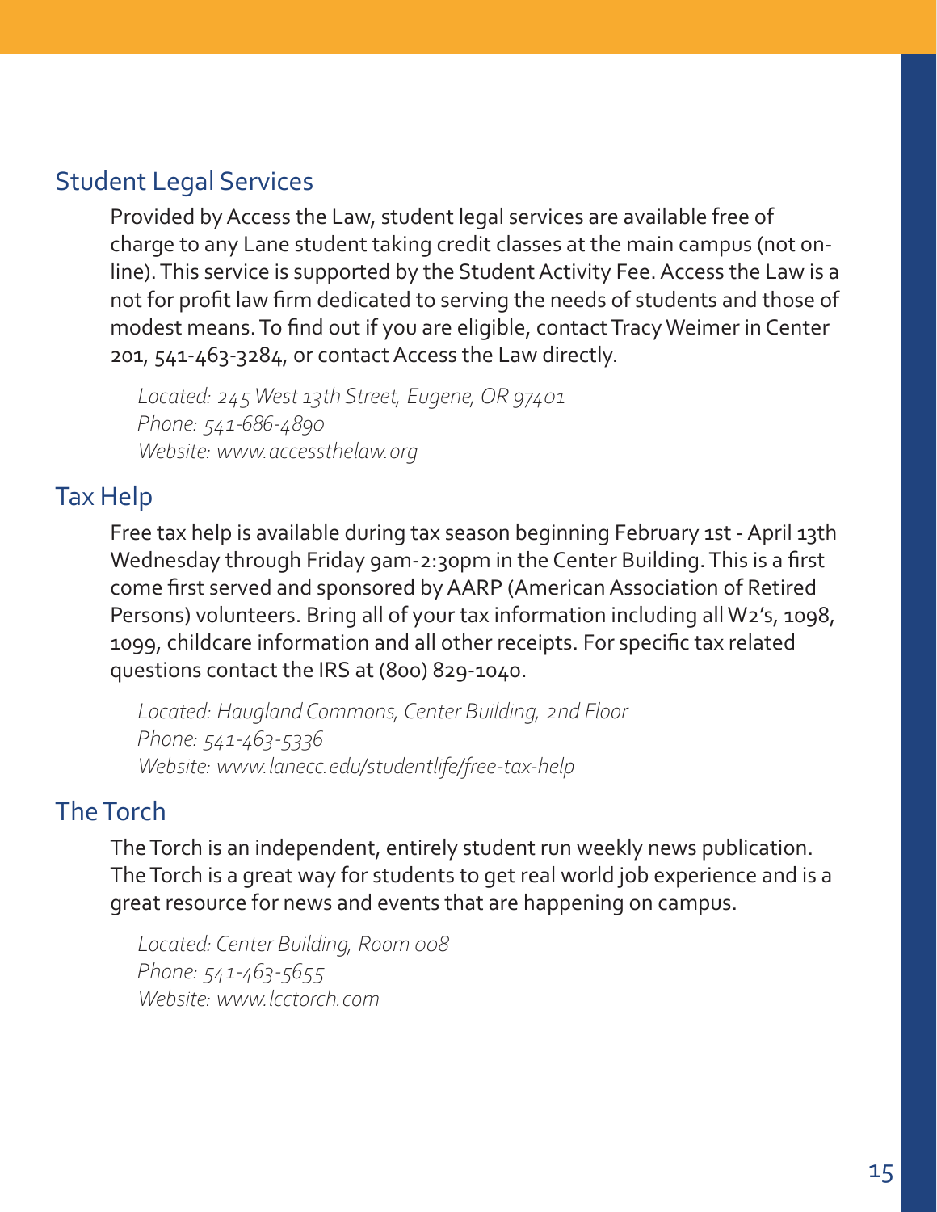## Student Legal Services

Provided by Access the Law, student legal services are available free of charge to any Lane student taking credit classes at the main campus (not on-line). This service is supported by the Student Activity Fee. Access the Law is a not for profit law firm dedicated to serving the needs of students and those of modest means. To find out if you are eligible, contact Tracy Weimer in Center 201, 541-463-3284, or contact Access the Law directly.

*Located: 245 West 13th Street, Eugene, OR 97401*
*Phone: 541-686-4890*
*Website: www.accessthelaw.org*

## Tax Help

Free tax help is available during tax season beginning February 1st - April 13th Wednesday through Friday 9am-2:30pm in the Center Building. This is a first come first served and sponsored by AARP (American Association of Retired Persons) volunteers. Bring all of your tax information including all W2's, 1098, 1099, childcare information and all other receipts. For specific tax related questions contact the IRS at (800) 829-1040.

*Located: Haugland Commons, Center Building, 2nd Floor*
*Phone: 541-463-5336*
*Website: www.lanecc.edu/studentlife/free-tax-help*

## The Torch

The Torch is an independent, entirely student run weekly news publication. The Torch is a great way for students to get real world job experience and is a great resource for news and events that are happening on campus.

*Located: Center Building, Room 008*
*Phone: 541-463-5655*
*Website: www.lcctorch.com*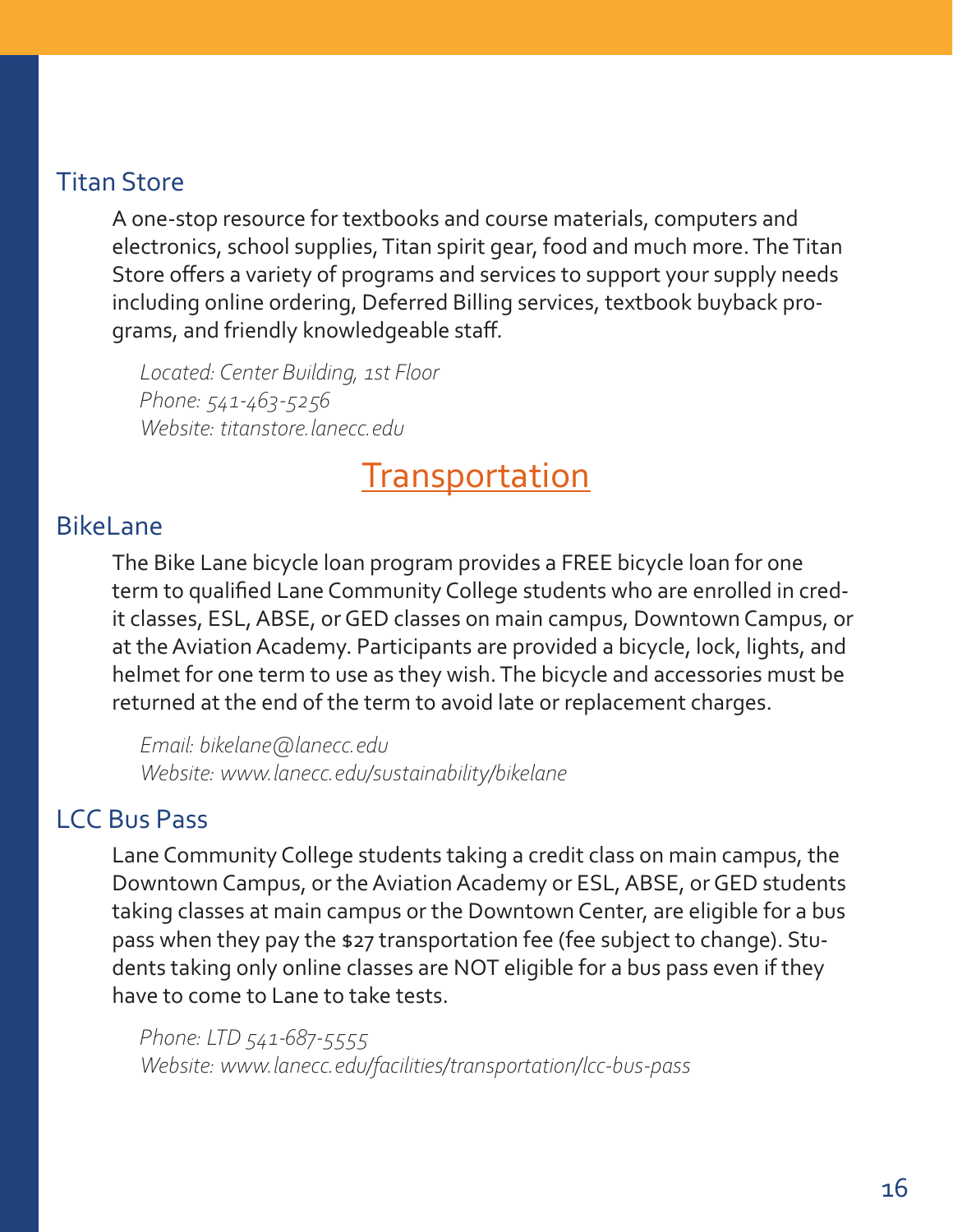### Titan Store

A one-stop resource for textbooks and course materials, computers and electronics, school supplies, Titan spirit gear, food and much more. The Titan Store offers a variety of programs and services to support your supply needs including online ordering, Deferred Billing services, textbook buyback programs, and friendly knowledgeable staff.

*Located: Center Building, 1st Floor*
*Phone: 541-463-5256*
*Website: titanstore.lanecc.edu*

## Transportation

### BikeLane

The Bike Lane bicycle loan program provides a FREE bicycle loan for one term to qualified Lane Community College students who are enrolled in credit classes, ESL, ABSE, or GED classes on main campus, Downtown Campus, or at the Aviation Academy. Participants are provided a bicycle, lock, lights, and helmet for one term to use as they wish. The bicycle and accessories must be returned at the end of the term to avoid late or replacement charges.

*Email: bikelane@lanecc.edu*
*Website: www.lanecc.edu/sustainability/bikelane*

### LCC Bus Pass

Lane Community College students taking a credit class on main campus, the Downtown Campus, or the Aviation Academy or ESL, ABSE, or GED students taking classes at main campus or the Downtown Center, are eligible for a bus pass when they pay the $27 transportation fee (fee subject to change). Students taking only online classes are NOT eligible for a bus pass even if they have to come to Lane to take tests.

*Phone: LTD 541-687-5555*
*Website: www.lanecc.edu/facilities/transportation/lcc-bus-pass*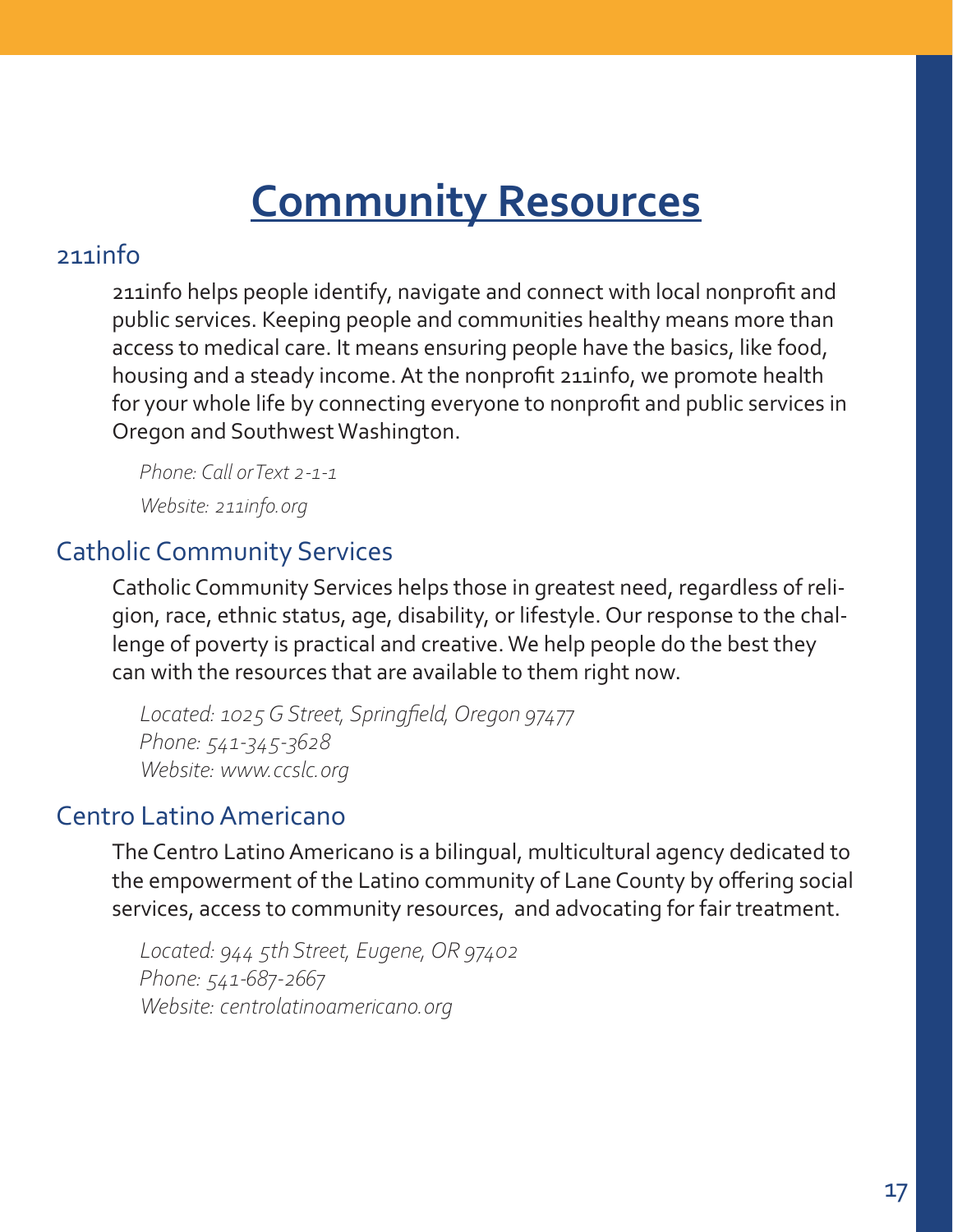# Community Resources

## 211info

211info helps people identify, navigate and connect with local nonprofit and public services. Keeping people and communities healthy means more than access to medical care. It means ensuring people have the basics, like food, housing and a steady income. At the nonprofit 211info, we promote health for your whole life by connecting everyone to nonprofit and public services in Oregon and Southwest Washington.

*Phone: Call or Text 2-1-1*

*Website: 211info.org*

## Catholic Community Services

Catholic Community Services helps those in greatest need, regardless of religion, race, ethnic status, age, disability, or lifestyle. Our response to the challenge of poverty is practical and creative. We help people do the best they can with the resources that are available to them right now.

*Located: 1025 G Street, Springfield, Oregon 97477*
*Phone: 541-345-3628*
*Website: www.ccslc.org*

## Centro Latino Americano

The Centro Latino Americano is a bilingual, multicultural agency dedicated to the empowerment of the Latino community of Lane County by offering social services, access to community resources, and advocating for fair treatment.

*Located: 944 5th Street, Eugene, OR 97402*
*Phone: 541-687-2667*
*Website: centrolatinoamericano.org*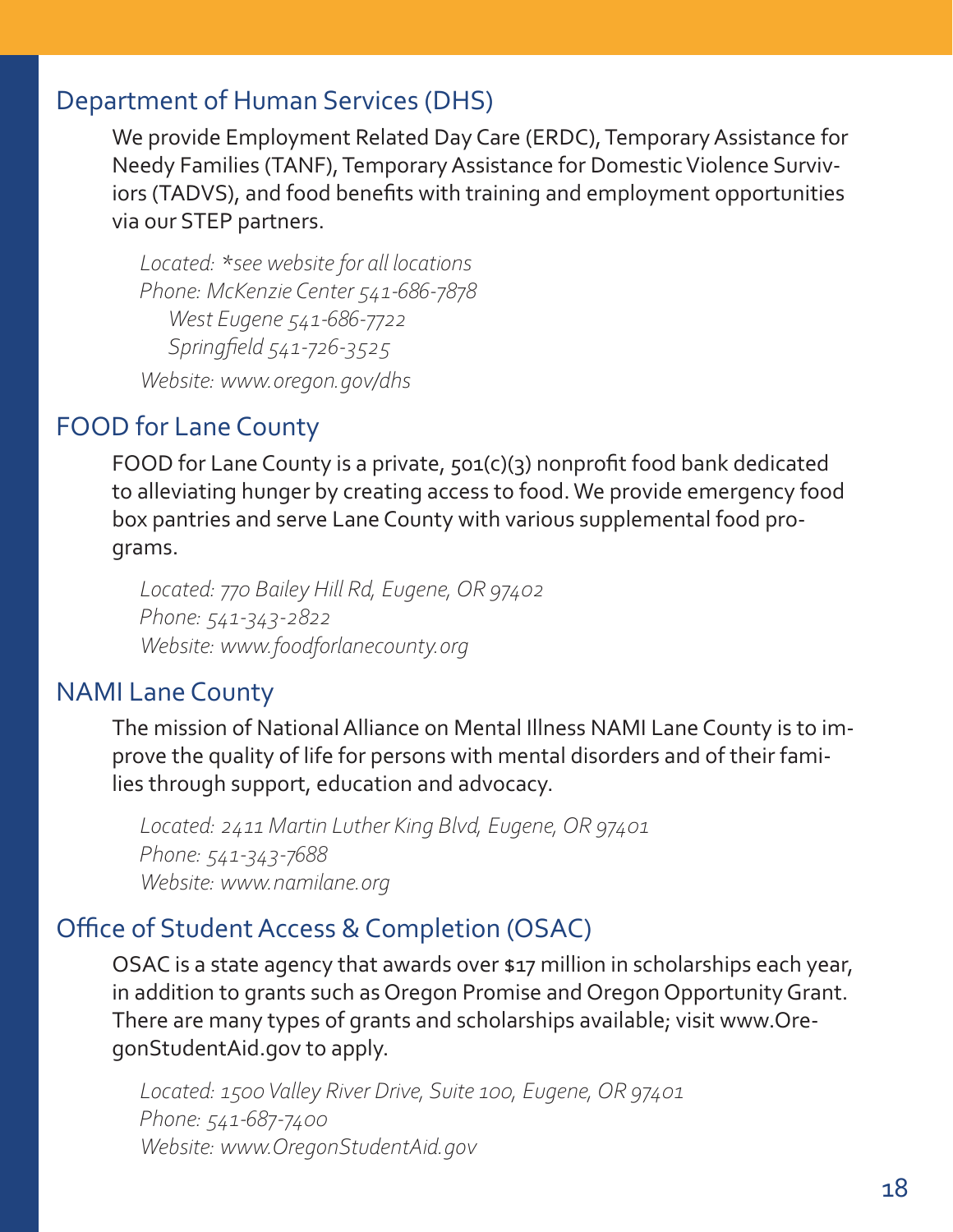## Department of Human Services (DHS)

We provide Employment Related Day Care (ERDC), Temporary Assistance for Needy Families (TANF), Temporary Assistance for Domestic Violence Survivors (TADVS), and food benefits with training and employment opportunities via our STEP partners.

*Located: *see website for all locations*
*Phone: McKenzie Center 541-686-7878*
*West Eugene 541-686-7722*
*Springfield 541-726-3525*
*Website: www.oregon.gov/dhs*

## FOOD for Lane County

FOOD for Lane County is a private, 501(c)(3) nonprofit food bank dedicated to alleviating hunger by creating access to food. We provide emergency food box pantries and serve Lane County with various supplemental food programs.

*Located: 770 Bailey Hill Rd, Eugene, OR 97402*
*Phone: 541-343-2822*
*Website: www.foodforlanecounty.org*

## NAMI Lane County

The mission of National Alliance on Mental Illness NAMI Lane County is to improve the quality of life for persons with mental disorders and of their families through support, education and advocacy.

*Located: 2411 Martin Luther King Blvd, Eugene, OR 97401*
*Phone: 541-343-7688*
*Website: www.namilane.org*

## Office of Student Access & Completion (OSAC)

OSAC is a state agency that awards over $17 million in scholarships each year, in addition to grants such as Oregon Promise and Oregon Opportunity Grant. There are many types of grants and scholarships available; visit www.OregonStudentAid.gov to apply.

*Located: 1500 Valley River Drive, Suite 100, Eugene, OR 97401*
*Phone: 541-687-7400*
*Website: www.OregonStudentAid.gov*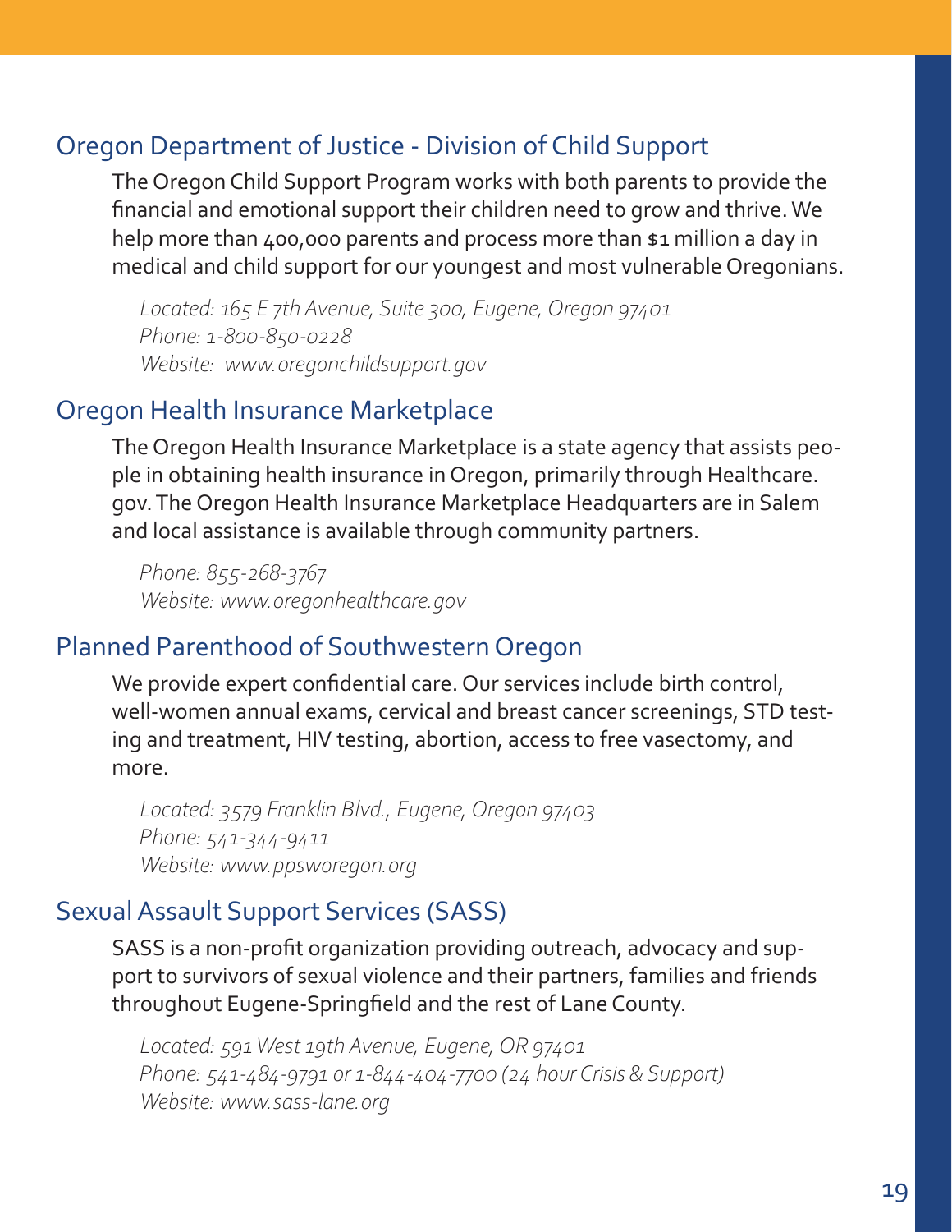## Oregon Department of Justice - Division of Child Support

The Oregon Child Support Program works with both parents to provide the financial and emotional support their children need to grow and thrive. We help more than 400,000 parents and process more than $1 million a day in medical and child support for our youngest and most vulnerable Oregonians.

*Located: 165 E 7th Avenue, Suite 300, Eugene, Oregon 97401*
*Phone: 1-800-850-0228*
*Website: www.oregonchildsupport.gov*

## Oregon Health Insurance Marketplace

The Oregon Health Insurance Marketplace is a state agency that assists people in obtaining health insurance in Oregon, primarily through Healthcare.gov. The Oregon Health Insurance Marketplace Headquarters are in Salem and local assistance is available through community partners.

*Phone: 855-268-3767*
*Website: www.oregonhealthcare.gov*

## Planned Parenthood of Southwestern Oregon

We provide expert confidential care. Our services include birth control, well-women annual exams, cervical and breast cancer screenings, STD testing and treatment, HIV testing, abortion, access to free vasectomy, and more.

*Located: 3579 Franklin Blvd., Eugene, Oregon 97403*
*Phone: 541-344-9411*
*Website: www.ppsworegon.org*

## Sexual Assault Support Services (SASS)

SASS is a non-profit organization providing outreach, advocacy and support to survivors of sexual violence and their partners, families and friends throughout Eugene-Springfield and the rest of Lane County.

*Located: 591 West 19th Avenue, Eugene, OR 97401*
*Phone: 541-484-9791 or 1-844-404-7700 (24 hour Crisis & Support)*
*Website: www.sass-lane.org*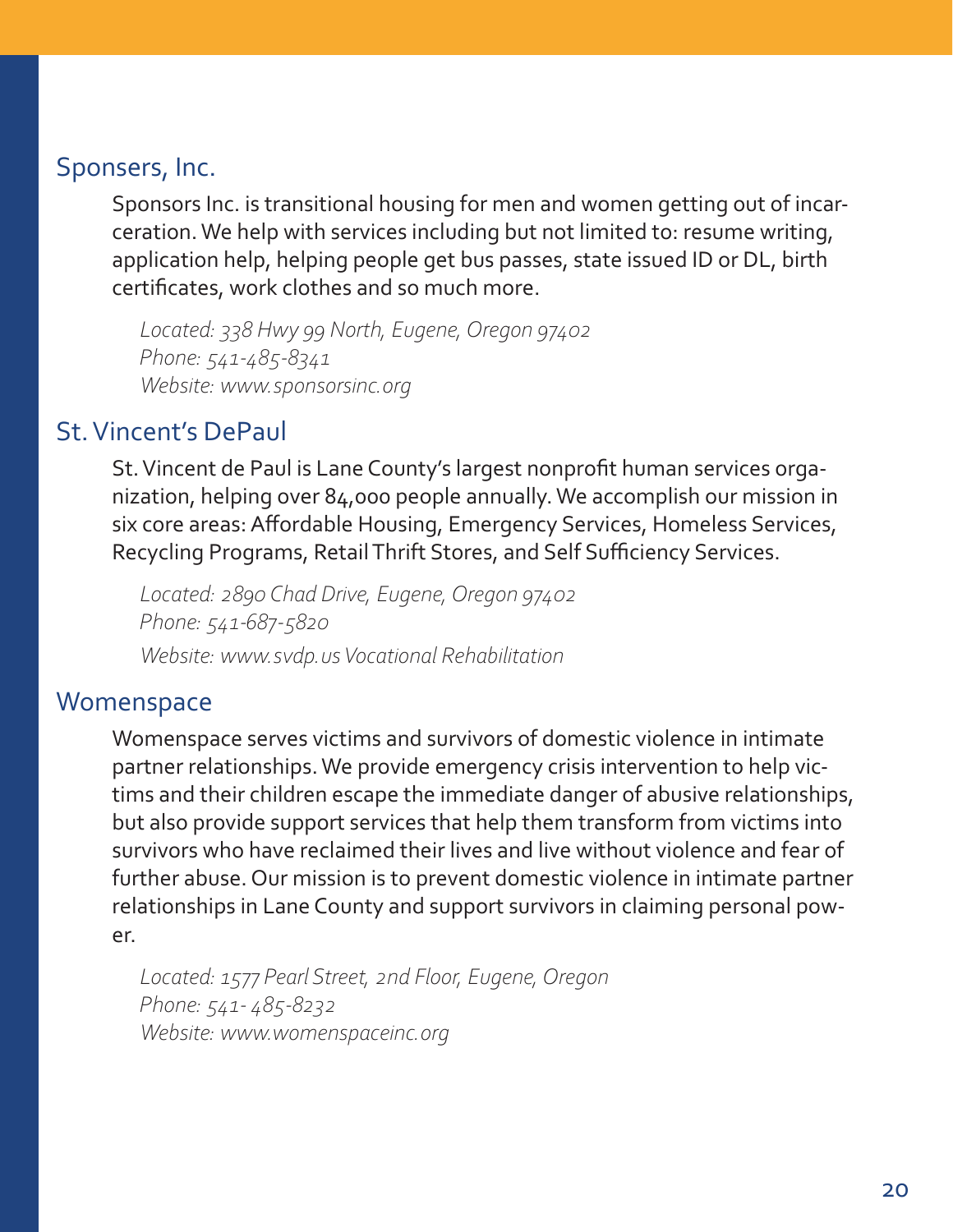## Sponsers, Inc.

Sponsors Inc. is transitional housing for men and women getting out of incarceration. We help with services including but not limited to: resume writing, application help, helping people get bus passes, state issued ID or DL, birth certificates, work clothes and so much more.

*Located: 338 Hwy 99 North, Eugene, Oregon 97402*
*Phone: 541-485-8341*
*Website: www.sponsorsinc.org*

## St. Vincent's DePaul

St. Vincent de Paul is Lane County's largest nonprofit human services organization, helping over 84,000 people annually. We accomplish our mission in six core areas: Affordable Housing, Emergency Services, Homeless Services, Recycling Programs, Retail Thrift Stores, and Self Sufficiency Services.

*Located: 2890 Chad Drive, Eugene, Oregon 97402*
*Phone: 541-687-5820*
*Website: www.svdp.us Vocational Rehabilitation*

## Womenspace

Womenspace serves victims and survivors of domestic violence in intimate partner relationships. We provide emergency crisis intervention to help victims and their children escape the immediate danger of abusive relationships, but also provide support services that help them transform from victims into survivors who have reclaimed their lives and live without violence and fear of further abuse. Our mission is to prevent domestic violence in intimate partner relationships in Lane County and support survivors in claiming personal power.

*Located: 1577 Pearl Street, 2nd Floor, Eugene, Oregon*
*Phone: 541- 485-8232*
*Website: www.womenspaceinc.org*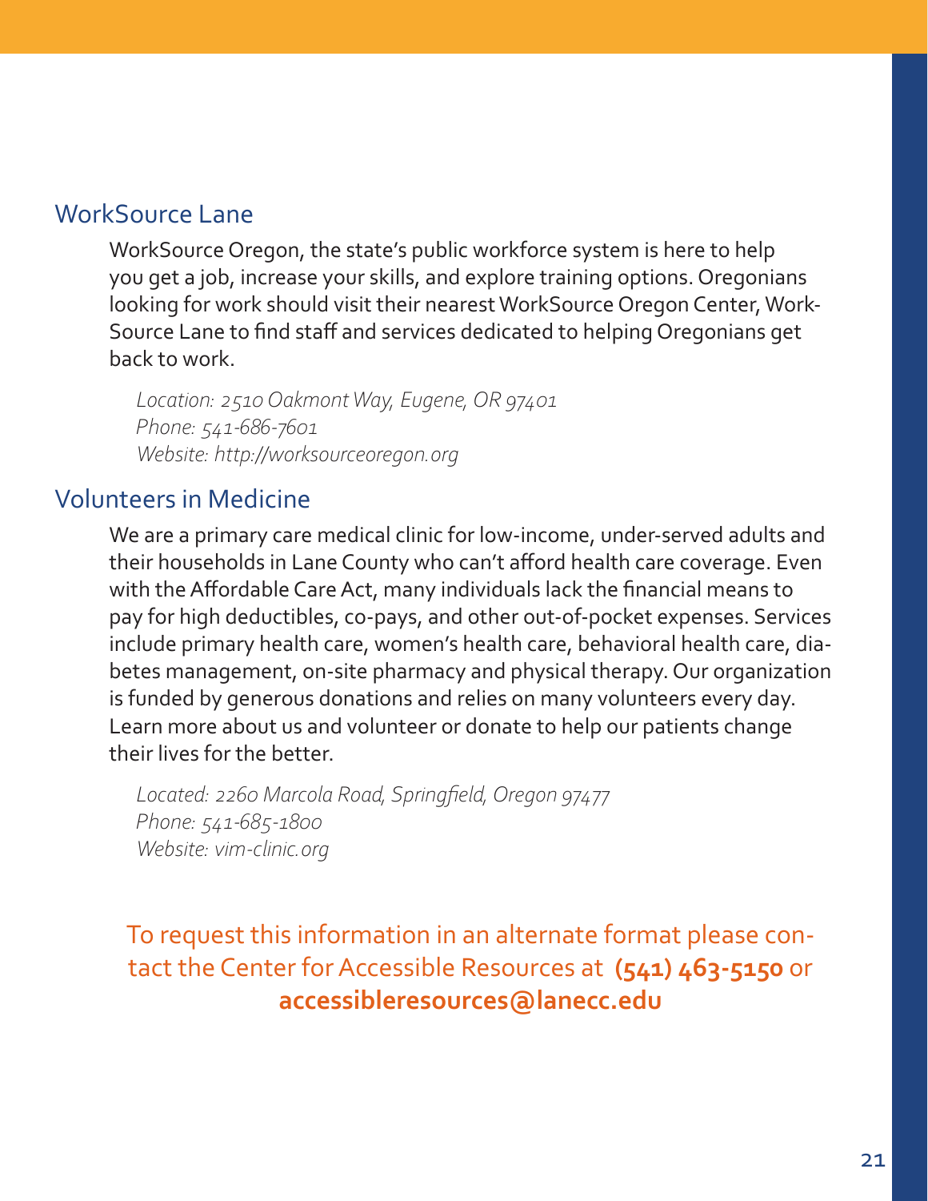## WorkSource Lane

WorkSource Oregon, the state's public workforce system is here to help you get a job, increase your skills, and explore training options. Oregonians looking for work should visit their nearest WorkSource Oregon Center, WorkSource Lane to find staff and services dedicated to helping Oregonians get back to work.

*Location: 2510 Oakmont Way, Eugene, OR 97401*
*Phone: 541-686-7601*
*Website: http://worksourceoregon.org*

## Volunteers in Medicine

We are a primary care medical clinic for low-income, under-served adults and their households in Lane County who can't afford health care coverage. Even with the Affordable Care Act, many individuals lack the financial means to pay for high deductibles, co-pays, and other out-of-pocket expenses. Services include primary health care, women's health care, behavioral health care, diabetes management, on-site pharmacy and physical therapy. Our organization is funded by generous donations and relies on many volunteers every day. Learn more about us and volunteer or donate to help our patients change their lives for the better.

*Located: 2260 Marcola Road, Springfield, Oregon 97477*
*Phone: 541-685-1800*
*Website: vim-clinic.org*

To request this information in an alternate format please contact the Center for Accessible Resources at **(541) 463-5150** or **accessibleresources@lanecc.edu**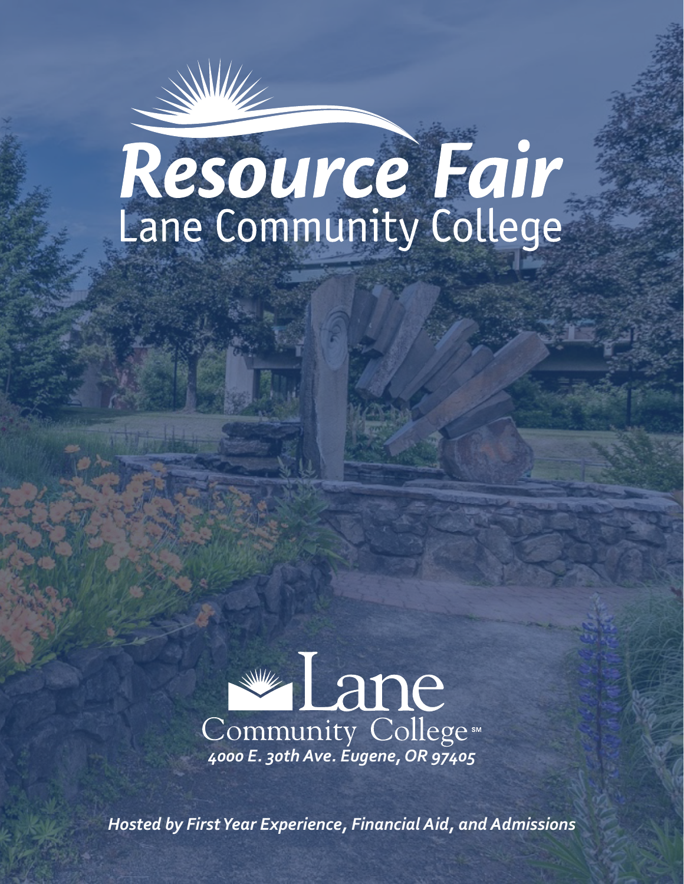# Resource Fair

## Lane Community College

Lane Community College

*4000 E. 30th Ave. Eugene, OR 97405*

***Hosted by First Year Experience, Financial Aid, and Admissions***